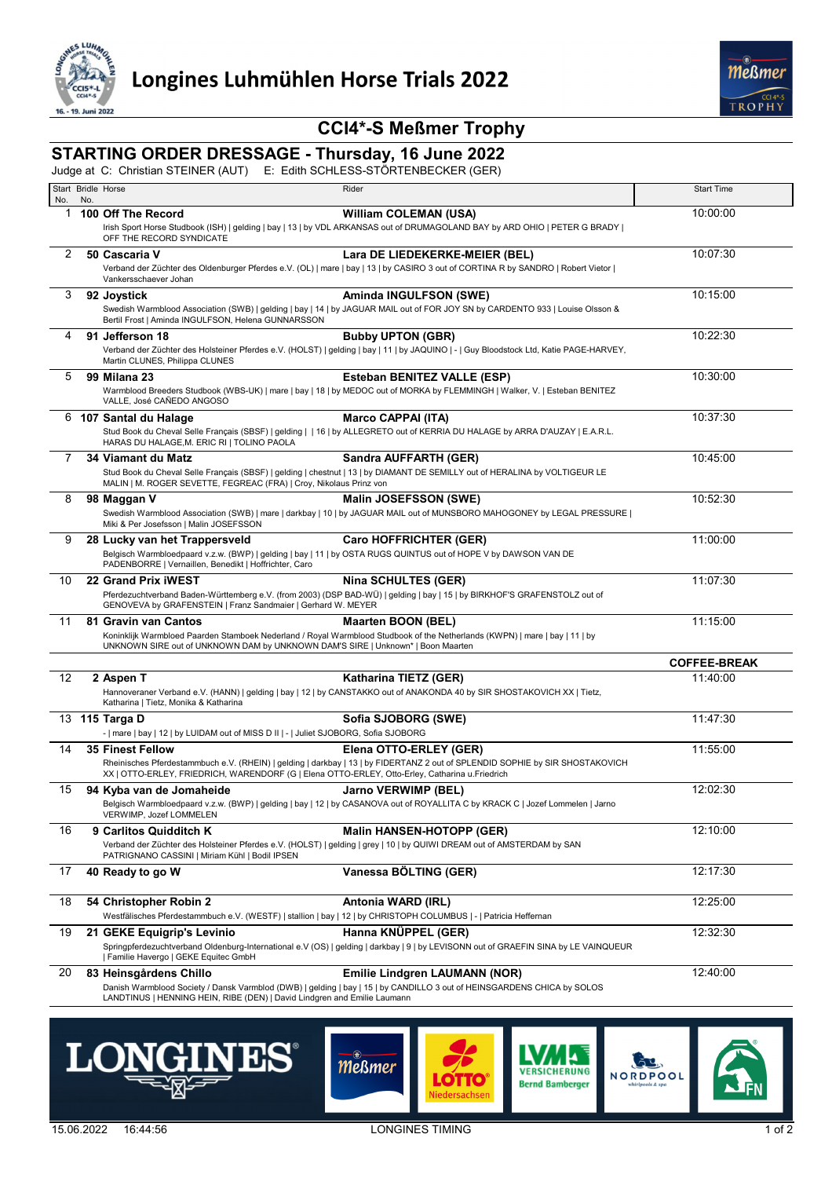# Longines Luhmühlen Horse Trials 2022

## CCI4*-S Meßmer Trophy

### STARTING ORDER DRESSAGE - Thursday, 16 June 2022

Judge at C: Christian STEINER (AUT) E: Edith SCHLESS-STÖRTENBECKER (GER)

| Start No. | Bridle No. | Horse | Rider | Start Time |
|---|---|---|---|---|
| 1 | 100 | **Off The Record**<br>Irish Sport Horse Studbook (ISH) \| gelding \| bay \| 13 \| by VDL ARKANSAS out of DRUMAGOLAND BAY by ARD OHIO \| PETER G BRADY \| OFF THE RECORD SYNDICATE | **William COLEMAN (USA)** | 10:00:00 |
| 2 | 50 | **Cascaria V**<br>Verband der Züchter des Oldenburger Pferdes e.V. (OL) \| mare \| bay \| 13 \| by CASIRO 3 out of CORTINA R by SANDRO \| Robert Vietor \| Vankersschaever Johan | **Lara DE LIEDEKERKE-MEIER (BEL)** | 10:07:30 |
| 3 | 92 | **Joystick**<br>Swedish Warmblood Association (SWB) \| gelding \| bay \| 14 \| by JAGUAR MAIL out of FOR JOY SN by CARDENTO 933 \| Louise Olsson & Bertil Frost \| Aminda INGULFSON, Helena GUNNARSSON | **Aminda INGULFSON (SWE)** | 10:15:00 |
| 4 | 91 | **Jefferson 18**<br>Verband der Züchter des Holsteiner Pferdes e.V. (HOLST) \| gelding \| bay \| 11 \| by JAQUINO \| - \| Guy Bloodstock Ltd, Katie PAGE-HARVEY, Martin CLUNES, Philippa CLUNES | **Bubby UPTON (GBR)** | 10:22:30 |
| 5 | 99 | **Milana 23**<br>Warmblood Breeders Studbook (WBS-UK) \| mare \| bay \| 18 \| by MEDOC out of MORKA by FLEMMINGH \| Walker, V. \| Esteban BENITEZ VALLE, José CAÑEDO ANGOSO | **Esteban BENITEZ VALLE (ESP)** | 10:30:00 |
| 6 | 107 | **Santal du Halage**<br>Stud Book du Cheval Selle Français (SBSF) \| gelding \| \| 16 \| by ALLEGRETO out of KERRIA DU HALAGE by ARRA D'AUZAY \| E.A.R.L. HARAS DU HALAGE,M. ERIC RI \| TOLINO PAOLA | **Marco CAPPAI (ITA)** | 10:37:30 |
| 7 | 34 | **Viamant du Matz**<br>Stud Book du Cheval Selle Français (SBSF) \| gelding \| chestnut \| 13 \| by DIAMANT DE SEMILLY out of HERALINA by VOLTIGEUR LE MALIN \| M. ROGER SEVETTE, FEGREAC (FRA) \| Croy, Nikolaus Prinz von | **Sandra AUFFARTH (GER)** | 10:45:00 |
| 8 | 98 | **Maggan V**<br>Swedish Warmblood Association (SWB) \| mare \| darkbay \| 10 \| by JAGUAR MAIL out of MUNSBORO MAHOGONEY by LEGAL PRESSURE \| Miki & Per Josefsson \| Malin JOSEFSSON | **Malin JOSEFSSON (SWE)** | 10:52:30 |
| 9 | 28 | **Lucky van het Trappersveld**<br>Belgisch Warmbloedpaard v.z.w. (BWP) \| gelding \| bay \| 11 \| by OSTA RUGS QUINTUS out of HOPE V by DAWSON VAN DE PADENBORRE \| Vernaillen, Benedikt \| Hoffrichter, Caro | **Caro HOFFRICHTER (GER)** | 11:00:00 |
| 10 | 22 | **Grand Prix iWEST**<br>Pferdezuchtverband Baden-Württemberg e.V. (from 2003) (DSP BAD-WÜ) \| gelding \| bay \| 15 \| by BIRKHOF'S GRAFENSTOLZ out of GENOVEVA by GRAFENSTEIN \| Franz Sandmaier \| Gerhard W. MEYER | **Nina SCHULTES (GER)** | 11:07:30 |
| 11 | 81 | **Gravin van Cantos**<br>Koninklijk Warmbloed Paarden Stamboek Nederland / Royal Warmblood Studbook of the Netherlands (KWPN) \| mare \| bay \| 11 \| by UNKNOWN SIRE out of UNKNOWN DAM by UNKNOWN DAM'S SIRE \| Unknown* \| Boon Maarten | **Maarten BOON (BEL)** | 11:15:00 |
| | | | | **COFFEE-BREAK** |
| 12 | 2 | **Aspen T**<br>Hannoveraner Verband e.V. (HANN) \| gelding \| bay \| 12 \| by CANSTAKKO out of ANAKONDA 40 by SIR SHOSTAKOVICH XX \| Tietz, Katharina \| Tietz, Monika & Katharina | **Katharina TIETZ (GER)** | 11:40:00 |
| 13 | 115 | **Targa D**<br>- \| mare \| bay \| 12 \| by LUIDAM out of MISS D II \| - \| Juliet SJOBORG, Sofia SJOBORG | **Sofia SJOBORG (SWE)** | 11:47:30 |
| 14 | 35 | **Finest Fellow**<br>Rheinisches Pferdestammbuch e.V. (RHEIN) \| gelding \| darkbay \| 13 \| by FIDERTANZ 2 out of SPLENDID SOPHIE by SIR SHOSTAKOVICH XX \| OTTO-ERLEY, FRIEDRICH, WARENDORF (G \| Elena OTTO-ERLEY, Otto-Erley, Catharina u.Friedrich | **Elena OTTO-ERLEY (GER)** | 11:55:00 |
| 15 | 94 | **Kyba van de Jomaheide**<br>Belgisch Warmbloedpaard v.z.w. (BWP) \| gelding \| bay \| 12 \| by CASANOVA out of ROYALLITA C by KRACK C \| Jozef Lommelen \| Jarno VERWIMP, Jozef LOMMELEN | **Jarno VERWIMP (BEL)** | 12:02:30 |
| 16 | 9 | **Carlitos Quidditch K**<br>Verband der Züchter des Holsteiner Pferdes e.V. (HOLST) \| gelding \| grey \| 10 \| by QUIWI DREAM out of AMSTERDAM by SAN PATRIGNANO CASSINI \| Miriam Kühl \| Bodil IPSEN | **Malin HANSEN-HOTOPP (GER)** | 12:10:00 |
| 17 | 40 | **Ready to go W** | **Vanessa BÖLTING (GER)** | 12:17:30 |
| 18 | 54 | **Christopher Robin 2**<br>Westfälisches Pferdestammbuch e.V. (WESTF) \| stallion \| bay \| 12 \| by CHRISTOPH COLUMBUS \| - \| Patricia Heffernan | **Antonia WARD (IRL)** | 12:25:00 |
| 19 | 21 | **GEKE Equigrip's Levinio**<br>Springpferdezuchtverband Oldenburg-International e.V (OS) \| gelding \| darkbay \| 9 \| by LEVISONN out of GRAEFIN SINA by LE VAINQUEUR \| Familie Havergo \| GEKE Equitec GmbH | **Hanna KNÜPPEL (GER)** | 12:32:30 |
| 20 | 83 | **Heinsgårdens Chillo**<br>Danish Warmblood Society / Dansk Varmblod (DWB) \| gelding \| bay \| 15 \| by CANDILLO 3 out of HEINSGARDENS CHICA by SOLOS LANDTINUS \| HENNING HEIN, RIBE (DEN) \| David Lindgren and Emilie Laumann | **Emilie Lindgren LAUMANN (NOR)** | 12:40:00 |

15.06.2022 16:44:56 LONGINES TIMING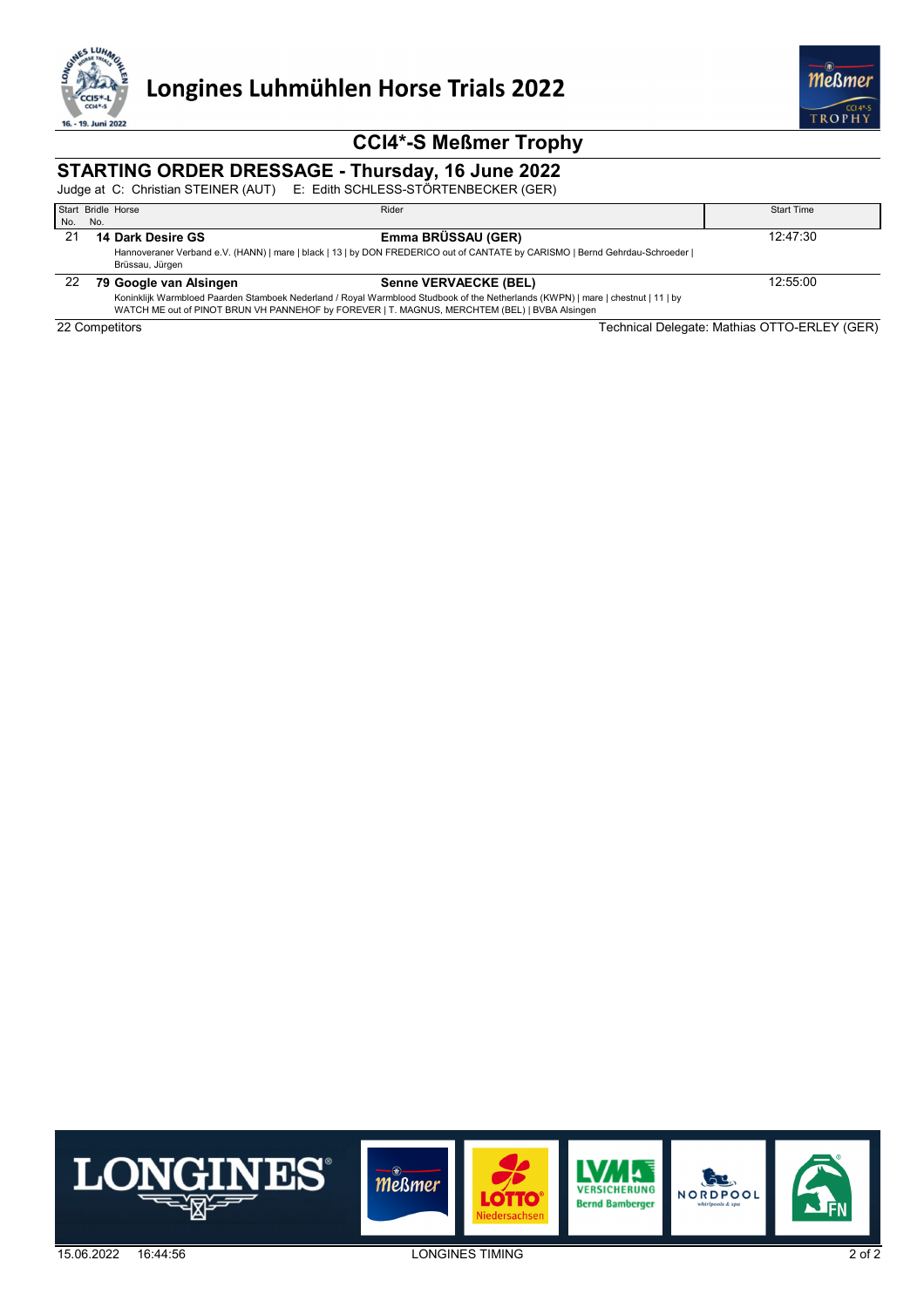# Longines Luhmühlen Horse Trials 2022

## CCI4*-S Meßmer Trophy

### STARTING ORDER DRESSAGE - Thursday, 16 June 2022

Judge at C: Christian STEINER (AUT) E: Edith SCHLESS-STÖRTENBECKER (GER)

| Start No. | Bridle No. | Horse | Rider | Start Time |
|---|---|---|---|---|
| 21 | 14 | **Dark Desire GS**<br>Hannoveraner Verband e.V. (HANN) \| mare \| black \| 13 \| by DON FREDERICO out of CANTATE by CARISMO \| Bernd Gehrdau-Schroeder \| Brüssau, Jürgen | **Emma BRÜSSAU (GER)** | 12:47:30 |
| 22 | 79 | **Google van Alsingen**<br>Koninklijk Warmbloed Paarden Stamboek Nederland / Royal Warmblood Studbook of the Netherlands (KWPN) \| mare \| chestnut \| 11 \| by WATCH ME out of PINOT BRUN VH PANNEHOF by FOREVER \| T. MAGNUS, MERCHTEM (BEL) \| BVBA Alsingen | **Senne VERVAECKE (BEL)** | 12:55:00 |

22 Competitors

Technical Delegate: Mathias OTTO-ERLEY (GER)

15.06.2022 16:44:56

LONGINES TIMING